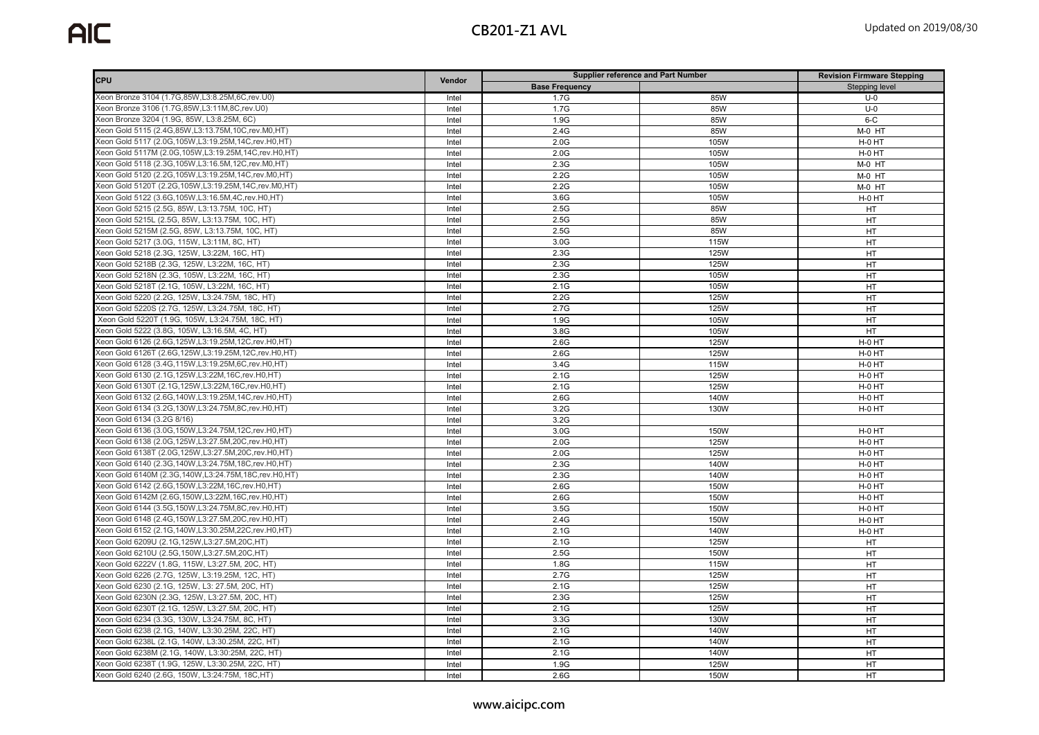# CB201-Z1 AVL

Updated on 2019/08/30

| CPU | Vendor | Supplier reference and Part Number | | Revision Firmware Stepping |
|---|---|---|---|---|
| | | Base Frequency | | Stepping level |
| Xeon Bronze 3104 (1.7G,85W,L3:8.25M,6C,rev.U0) | Intel | 1.7G | 85W | U-0 |
| Xeon Bronze 3106 (1.7G,85W,L3:11M,8C,rev.U0) | Intel | 1.7G | 85W | U-0 |
| Xeon Bronze 3204 (1.9G, 85W, L3:8.25M, 6C) | Intel | 1.9G | 85W | 6-C |
| Xeon Gold 5115 (2.4G,85W,L3:13.75M,10C,rev.M0,HT) | Intel | 2.4G | 85W | M-0 HT |
| Xeon Gold 5117 (2.0G,105W,L3:19.25M,14C,rev.H0,HT) | Intel | 2.0G | 105W | H-0 HT |
| Xeon Gold 5117M (2.0G,105W,L3:19.25M,14C,rev.H0,HT) | Intel | 2.0G | 105W | H-0 HT |
| Xeon Gold 5118 (2.3G,105W,L3:16.5M,12C,rev.M0,HT) | Intel | 2.3G | 105W | M-0 HT |
| Xeon Gold 5120 (2.2G,105W,L3:19.25M,14C,rev.M0,HT) | Intel | 2.2G | 105W | M-0 HT |
| Xeon Gold 5120T (2.2G,105W,L3:19.25M,14C,rev.M0,HT) | Intel | 2.2G | 105W | M-0 HT |
| Xeon Gold 5122 (3.6G,105W,L3:16.5M,4C,rev.H0,HT) | Intel | 3.6G | 105W | H-0 HT |
| Xeon Gold 5215 (2.5G, 85W, L3:13.75M, 10C, HT) | Intel | 2.5G | 85W | HT |
| Xeon Gold 5215L (2.5G, 85W, L3:13.75M, 10C, HT) | Intel | 2.5G | 85W | HT |
| Xeon Gold 5215M (2.5G, 85W, L3:13.75M, 10C, HT) | Intel | 2.5G | 85W | HT |
| Xeon Gold 5217 (3.0G, 115W, L3:11M, 8C, HT) | Intel | 3.0G | 115W | HT |
| Xeon Gold 5218 (2.3G, 125W, L3:22M, 16C, HT) | Intel | 2.3G | 125W | HT |
| Xeon Gold 5218B (2.3G, 125W, L3:22M, 16C, HT) | Intel | 2.3G | 125W | HT |
| Xeon Gold 5218N (2.3G, 105W, L3:22M, 16C, HT) | Intel | 2.3G | 105W | HT |
| Xeon Gold 5218T (2.1G, 105W, L3:22M, 16C, HT) | Intel | 2.1G | 105W | HT |
| Xeon Gold 5220 (2.2G, 125W, L3:24.75M, 18C, HT) | Intel | 2.2G | 125W | HT |
| Xeon Gold 5220S (2.7G, 125W, L3:24.75M, 18C, HT) | Intel | 2.7G | 125W | HT |
| Xeon Gold 5220T (1.9G, 105W, L3:24.75M, 18C, HT) | Intel | 1.9G | 105W | HT |
| Xeon Gold 5222 (3.8G, 105W, L3:16.5M, 4C, HT) | Intel | 3.8G | 105W | HT |
| Xeon Gold 6126 (2.6G,125W,L3:19.25M,12C,rev.H0,HT) | Intel | 2.6G | 125W | H-0 HT |
| Xeon Gold 6126T (2.6G,125W,L3:19.25M,12C,rev.H0,HT) | Intel | 2.6G | 125W | H-0 HT |
| Xeon Gold 6128 (3.4G,115W,L3:19.25M,6C,rev.H0,HT) | Intel | 3.4G | 115W | H-0 HT |
| Xeon Gold 6130 (2.1G,125W,L3:22M,16C,rev.H0,HT) | Intel | 2.1G | 125W | H-0 HT |
| Xeon Gold 6130T (2.1G,125W,L3:22M,16C,rev.H0,HT) | Intel | 2.1G | 125W | H-0 HT |
| Xeon Gold 6132 (2.6G,140W,L3:19.25M,14C,rev.H0,HT) | Intel | 2.6G | 140W | H-0 HT |
| Xeon Gold 6134 (3.2G,130W,L3:24.75M,8C,rev.H0,HT) | Intel | 3.2G | 130W | H-0 HT |
| Xeon Gold 6134 (3.2G 8/16) | Intel | 3.2G | | |
| Xeon Gold 6136 (3.0G,150W,L3:24.75M,12C,rev.H0,HT) | Intel | 3.0G | 150W | H-0 HT |
| Xeon Gold 6138 (2.0G,125W,L3:27.5M,20C,rev.H0,HT) | Intel | 2.0G | 125W | H-0 HT |
| Xeon Gold 6138T (2.0G,125W,L3:27.5M,20C,rev.H0,HT) | Intel | 2.0G | 125W | H-0 HT |
| Xeon Gold 6140 (2.3G,140W,L3:24.75M,18C,rev.H0,HT) | Intel | 2.3G | 140W | H-0 HT |
| Xeon Gold 6140M (2.3G,140W,L3:24.75M,18C,rev.H0,HT) | Intel | 2.3G | 140W | H-0 HT |
| Xeon Gold 6142 (2.6G,150W,L3:22M,16C,rev.H0,HT) | Intel | 2.6G | 150W | H-0 HT |
| Xeon Gold 6142M (2.6G,150W,L3:22M,16C,rev.H0,HT) | Intel | 2.6G | 150W | H-0 HT |
| Xeon Gold 6144 (3.5G,150W,L3:24.75M,8C,rev.H0,HT) | Intel | 3.5G | 150W | H-0 HT |
| Xeon Gold 6148 (2.4G,150W,L3:27.5M,20C,rev.H0,HT) | Intel | 2.4G | 150W | H-0 HT |
| Xeon Gold 6152 (2.1G,140W,L3:30.25M,22C,rev.H0,HT) | Intel | 2.1G | 140W | H-0 HT |
| Xeon Gold 6209U (2.1G,125W,L3:27.5M,20C,HT) | Intel | 2.1G | 125W | HT |
| Xeon Gold 6210U (2.5G,150W,L3:27.5M,20C,HT) | Intel | 2.5G | 150W | HT |
| Xeon Gold 6222V (1.8G, 115W, L3:27.5M, 20C, HT) | Intel | 1.8G | 115W | HT |
| Xeon Gold 6226 (2.7G, 125W, L3:19.25M, 12C, HT) | Intel | 2.7G | 125W | HT |
| Xeon Gold 6230 (2.1G, 125W, L3: 27.5M, 20C, HT) | Intel | 2.1G | 125W | HT |
| Xeon Gold 6230N (2.3G, 125W, L3:27.5M, 20C, HT) | Intel | 2.3G | 125W | HT |
| Xeon Gold 6230T (2.1G, 125W, L3:27.5M, 20C, HT) | Intel | 2.1G | 125W | HT |
| Xeon Gold 6234 (3.3G, 130W, L3:24.75M, 8C, HT) | Intel | 3.3G | 130W | HT |
| Xeon Gold 6238 (2.1G, 140W, L3:30.25M, 22C, HT) | Intel | 2.1G | 140W | HT |
| Xeon Gold 6238L (2.1G, 140W, L3:30.25M, 22C, HT) | Intel | 2.1G | 140W | HT |
| Xeon Gold 6238M (2.1G, 140W, L3:30:25M, 22C, HT) | Intel | 2.1G | 140W | HT |
| Xeon Gold 6238T (1.9G, 125W, L3:30.25M, 22C, HT) | Intel | 1.9G | 125W | HT |
| Xeon Gold 6240 (2.6G, 150W, L3:24:75M, 18C,HT) | Intel | 2.6G | 150W | HT |

www.aicipc.com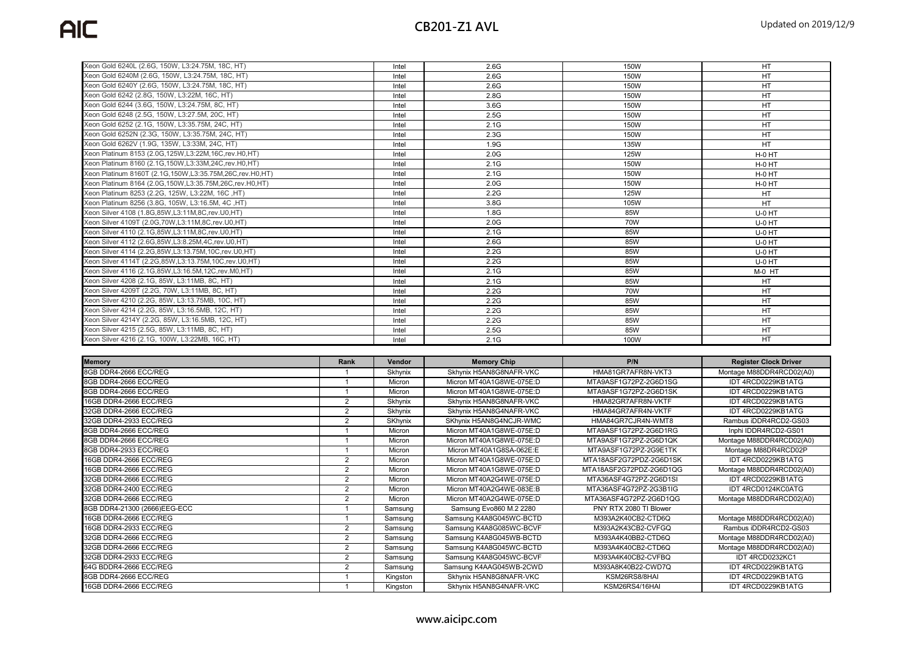| | | | | |
|---|---|---|---|---|
| Xeon Gold 6240L (2.6G, 150W, L3:24.75M, 18C, HT) | Intel | 2.6G | 150W | HT |
| Xeon Gold 6240M (2.6G, 150W, L3:24.75M, 18C, HT) | Intel | 2.6G | 150W | HT |
| Xeon Gold 6240Y (2.6G, 150W, L3:24.75M, 18C, HT) | Intel | 2.6G | 150W | HT |
| Xeon Gold 6242 (2.8G, 150W, L3:22M, 16C, HT) | Intel | 2.8G | 150W | HT |
| Xeon Gold 6244 (3.6G, 150W, L3:24.75M, 8C, HT) | Intel | 3.6G | 150W | HT |
| Xeon Gold 6248 (2.5G, 150W, L3:27.5M, 20C, HT) | Intel | 2.5G | 150W | HT |
| Xeon Gold 6252 (2.1G, 150W, L3:35.75M, 24C, HT) | Intel | 2.1G | 150W | HT |
| Xeon Gold 6252N (2.3G, 150W, L3:35.75M, 24C, HT) | Intel | 2.3G | 150W | HT |
| Xeon Gold 6262V (1.9G, 135W, L3:33M, 24C, HT) | Intel | 1.9G | 135W | HT |
| Xeon Platinum 8153 (2.0G,125W,L3:22M,16C,rev.H0,HT) | Intel | 2.0G | 125W | H-0 HT |
| Xeon Platinum 8160 (2.1G,150W,L3:33M,24C,rev.H0,HT) | Intel | 2.1G | 150W | H-0 HT |
| Xeon Platinum 8160T (2.1G,150W,L3:35.75M,26C,rev.H0,HT) | Intel | 2.1G | 150W | H-0 HT |
| Xeon Platinum 8164 (2.0G,150W,L3:35.75M,26C,rev.H0,HT) | Intel | 2.0G | 150W | H-0 HT |
| Xeon Platinum 8253 (2.2G, 125W, L3:22M, 16C ,HT) | Intel | 2.2G | 125W | HT |
| Xeon Platinum 8256 (3.8G, 105W, L3:16.5M, 4C ,HT) | Intel | 3.8G | 105W | HT |
| Xeon Silver 4108 (1.8G,85W,L3:11M,8C,rev.U0,HT) | Intel | 1.8G | 85W | U-0 HT |
| Xeon Silver 4109T (2.0G,70W,L3:11M,8C,rev.U0,HT) | Intel | 2.0G | 70W | U-0 HT |
| Xeon Silver 4110 (2.1G,85W,L3:11M,8C,rev.U0,HT) | Intel | 2.1G | 85W | U-0 HT |
| Xeon Silver 4112 (2.6G,85W,L3:8.25M,4C,rev.U0,HT) | Intel | 2.6G | 85W | U-0 HT |
| Xeon Silver 4114 (2.2G,85W,L3:13.75M,10C,rev.U0,HT) | Intel | 2.2G | 85W | U-0 HT |
| Xeon Silver 4114T (2.2G,85W,L3:13.75M,10C,rev.U0,HT) | Intel | 2.2G | 85W | U-0 HT |
| Xeon Silver 4116 (2.1G,85W,L3:16.5M,12C,rev.M0,HT) | Intel | 2.1G | 85W | M-0 HT |
| Xeon Silver 4208 (2.1G, 85W, L3:11MB, 8C, HT) | Intel | 2.1G | 85W | HT |
| Xeon Silver 4209T (2.2G, 70W, L3:11MB, 8C, HT) | Intel | 2.2G | 70W | HT |
| Xeon Silver 4210 (2.2G, 85W, L3:13.75MB, 10C, HT) | Intel | 2.2G | 85W | HT |
| Xeon Silver 4214 (2.2G, 85W, L3:16.5MB, 12C, HT) | Intel | 2.2G | 85W | HT |
| Xeon Silver 4214Y (2.2G, 85W, L3:16.5MB, 12C, HT) | Intel | 2.2G | 85W | HT |
| Xeon Silver 4215 (2.5G, 85W, L3:11MB, 8C, HT) | Intel | 2.5G | 85W | HT |
| Xeon Silver 4216 (2.1G, 100W, L3:22MB, 16C, HT) | Intel | 2.1G | 100W | HT |

| Memory | Rank | Vendor | Memory Chip | P/N | Register Clock Driver |
|---|---|---|---|---|---|
| 8GB DDR4-2666 ECC/REG | 1 | Skhynix | Skhynix H5AN8G8NAFR-VKC | HMA81GR7AFR8N-VKT3 | Montage M88DDR4RCD02(A0) |
| 8GB DDR4-2666 ECC/REG | 1 | Micron | Micron MT40A1G8WE-075E:D | MTA9ASF1G72PZ-2G6D1SG | IDT 4RCD0229KB1ATG |
| 8GB DDR4-2666 ECC/REG | 1 | Micron | Micron MT40A1G8WE-075E:D | MTA9ASF1G72PZ-2G6D1SK | IDT 4RCD0229KB1ATG |
| 16GB DDR4-2666 ECC/REG | 2 | Skhynix | Skhynix H5AN8G8NAFR-VKC | HMA82GR7AFR8N-VKTF | IDT 4RCD0229KB1ATG |
| 32GB DDR4-2666 ECC/REG | 2 | Skhynix | Skhynix H5AN8G4NAFR-VKC | HMA84GR7AFR4N-VKTF | IDT 4RCD0229KB1ATG |
| 32GB DDR4-2933 ECC/REG | 2 | SKhynix | SKhynix H5AN8G4NCJR-WMC | HMA84GR7CJR4N-WMT8 | Rambus iDDR4RCD2-GS03 |
| 8GB DDR4-2666 ECC/REG | 1 | Micron | Micron MT40A1G8WE-075E:D | MTA9ASF1G72PZ-2G6D1RG | Inphi IDDR4RCD2-GS01 |
| 8GB DDR4-2666 ECC/REG | 1 | Micron | Micron MT40A1G8WE-075E:D | MTA9ASF1G72PZ-2G6D1QK | Montage M88DDR4RCD02(A0) |
| 8GB DDR4-2933 ECC/REG | 1 | Micron | Micron MT40A1G8SA-062E:E | MTA9ASF1G72PZ-2G9E1TK | Montage M88DR4RCD02P |
| 16GB DDR4-2666 ECC/REG | 2 | Micron | Micron MT40A1G8WE-075E:D | MTA18ASF2G72PDZ-2G6D1SK | IDT 4RCD0229KB1ATG |
| 16GB DDR4-2666 ECC/REG | 2 | Micron | Micron MT40A1G8WE-075E:D | MTA18ASF2G72PDZ-2G6D1QG | Montage M88DDR4RCD02(A0) |
| 32GB DDR4-2666 ECC/REG | 2 | Micron | Micron MT40A2G4WE-075E:D | MTA36ASF4G72PZ-2G6D1SI | IDT 4RCD0229KB1ATG |
| 32GB DDR4-2400 ECC/REG | 2 | Micron | Micron MT40A2G4WE-083E:B | MTA36ASF4G72PZ-2G3B1IG | IDT 4RCD0124KC0ATG |
| 32GB DDR4-2666 ECC/REG | 2 | Micron | Micron MT40A2G4WE-075E:D | MTA36ASF4G72PZ-2G6D1QG | Montage M88DDR4RCD02(A0) |
| 8GB DDR4-21300 (2666)EEG-ECC | 1 | Samsung | Samsung Evo860 M.2 2280 | PNY RTX 2080 TI Blower | |
| 16GB DDR4-2666 ECC/REG | 1 | Samsung | Samsung K4A8G045WC-BCTD | M393A2K40CB2-CTD6Q | Montage M88DDR4RCD02(A0) |
| 16GB DDR4-2933 ECC/REG | 2 | Samsung | Samsung K4A8G085WC-BCVF | M393A2K43CB2-CVFGQ | Rambus iDDR4RCD2-GS03 |
| 32GB DDR4-2666 ECC/REG | 2 | Samsung | Samsung K4A8G045WB-BCTD | M393A4K40BB2-CTD6Q | Montage M88DDR4RCD02(A0) |
| 32GB DDR4-2666 ECC/REG | 2 | Samsung | Samsung K4A8G045WC-BCTD | M393A4K40CB2-CTD6Q | Montage M88DDR4RCD02(A0) |
| 32GB DDR4-2933 ECC/REG | 2 | Samsung | Samsung K4A8G045WC-BCVF | M393A4K40CB2-CVFBQ | IDT 4RCD0232KC1 |
| 64G BDDR4-2666 ECC/REG | 2 | Samsung | Samsung K4AAG045WB-2CWD | M393A8K40B22-CWD7Q | IDT 4RCD0229KB1ATG |
| 8GB DDR4-2666 ECC/REG | 1 | Kingston | Skhynix H5AN8G8NAFR-VKC | KSM26RS8/8HAI | IDT 4RCD0229KB1ATG |
| 16GB DDR4-2666 ECC/REG | 1 | Kingston | Skhynix H5AN8G4NAFR-VKC | KSM26RS4/16HAI | IDT 4RCD0229KB1ATG |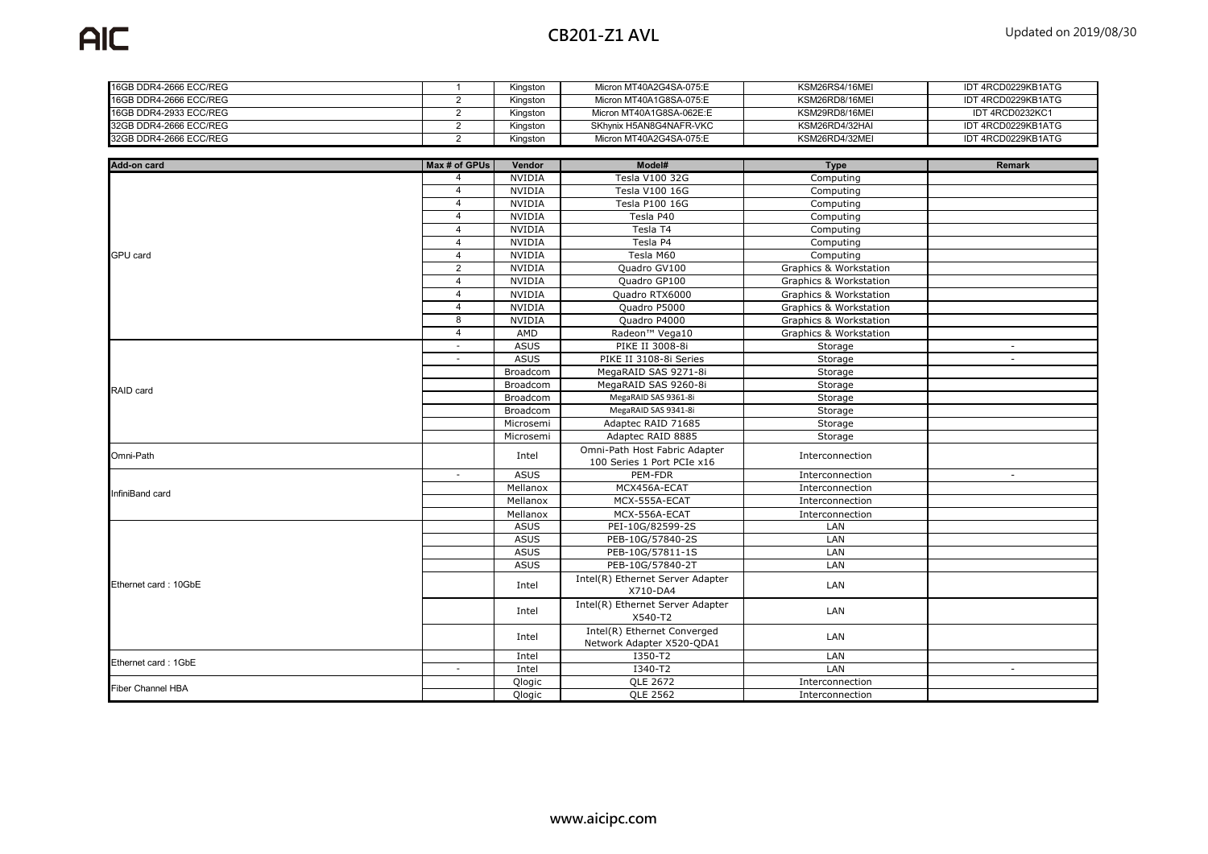# CB201-Z1 AVL

Updated on 2019/08/30

| | | | | | |
|---|---|---|---|---|---|
| 16GB DDR4-2666 ECC/REG | 1 | Kingston | Micron MT40A2G4SA-075:E | KSM26RS4/16MEI | IDT 4RCD0229KB1ATG |
| 16GB DDR4-2666 ECC/REG | 2 | Kingston | Micron MT40A1G8SA-075:E | KSM26RD8/16MEI | IDT 4RCD0229KB1ATG |
| 16GB DDR4-2933 ECC/REG | 2 | Kingston | Micron MT40A1G8SA-062E:E | KSM29RD8/16MEI | IDT 4RCD0232KC1 |
| 32GB DDR4-2666 ECC/REG | 2 | Kingston | SKhynix H5AN8G4NAFR-VKC | KSM26RD4/32HAI | IDT 4RCD0229KB1ATG |
| 32GB DDR4-2666 ECC/REG | 2 | Kingston | Micron MT40A2G4SA-075:E | KSM26RD4/32MEI | IDT 4RCD0229KB1ATG |

| Add-on card | Max # of GPUs | Vendor | Model# | Type | Remark |
|---|---|---|---|---|---|
| GPU card | 4 | NVIDIA | Tesla V100 32G | Computing | |
| | 4 | NVIDIA | Tesla V100 16G | Computing | |
| | 4 | NVIDIA | Tesla P100 16G | Computing | |
| | 4 | NVIDIA | Tesla P40 | Computing | |
| | 4 | NVIDIA | Tesla T4 | Computing | |
| | 4 | NVIDIA | Tesla P4 | Computing | |
| | 4 | NVIDIA | Tesla M60 | Computing | |
| | 2 | NVIDIA | Quadro GV100 | Graphics & Workstation | |
| | 4 | NVIDIA | Quadro GP100 | Graphics & Workstation | |
| | 4 | NVIDIA | Quadro RTX6000 | Graphics & Workstation | |
| | 4 | NVIDIA | Quadro P5000 | Graphics & Workstation | |
| | 8 | NVIDIA | Quadro P4000 | Graphics & Workstation | |
| | 4 | AMD | Radeon™ Vega10 | Graphics & Workstation | |
| RAID card | - | ASUS | PIKE II 3008-8i | Storage | - |
| | - | ASUS | PIKE II 3108-8i Series | Storage | - |
| | | Broadcom | MegaRAID SAS 9271-8i | Storage | |
| | | Broadcom | MegaRAID SAS 9260-8i | Storage | |
| | | Broadcom | MegaRAID SAS 9361-8i | Storage | |
| | | Broadcom | MegaRAID SAS 9341-8i | Storage | |
| | | Microsemi | Adaptec RAID 71685 | Storage | |
| | | Microsemi | Adaptec RAID 8885 | Storage | |
| Omni-Path | | Intel | Omni-Path Host Fabric Adapter 100 Series 1 Port PCIe x16 | Interconnection | |
| InfiniBand card | - | ASUS | PEM-FDR | Interconnection | - |
| | | Mellanox | MCX456A-ECAT | Interconnection | |
| | | Mellanox | MCX-555A-ECAT | Interconnection | |
| | | Mellanox | MCX-556A-ECAT | Interconnection | |
| Ethernet card : 10GbE | | ASUS | PEI-10G/82599-2S | LAN | |
| | | ASUS | PEB-10G/57840-2S | LAN | |
| | | ASUS | PEB-10G/57811-1S | LAN | |
| | | ASUS | PEB-10G/57840-2T | LAN | |
| | | Intel | Intel(R) Ethernet Server Adapter X710-DA4 | LAN | |
| | | Intel | Intel(R) Ethernet Server Adapter X540-T2 | LAN | |
| | | Intel | Intel(R) Ethernet Converged Network Adapter X520-QDA1 | LAN | |
| Ethernet card : 1GbE | | Intel | I350-T2 | LAN | |
| | - | Intel | I340-T2 | LAN | - |
| Fiber Channel HBA | | Qlogic | QLE 2672 | Interconnection | |
| | | Qlogic | QLE 2562 | Interconnection | |

www.aicipc.com